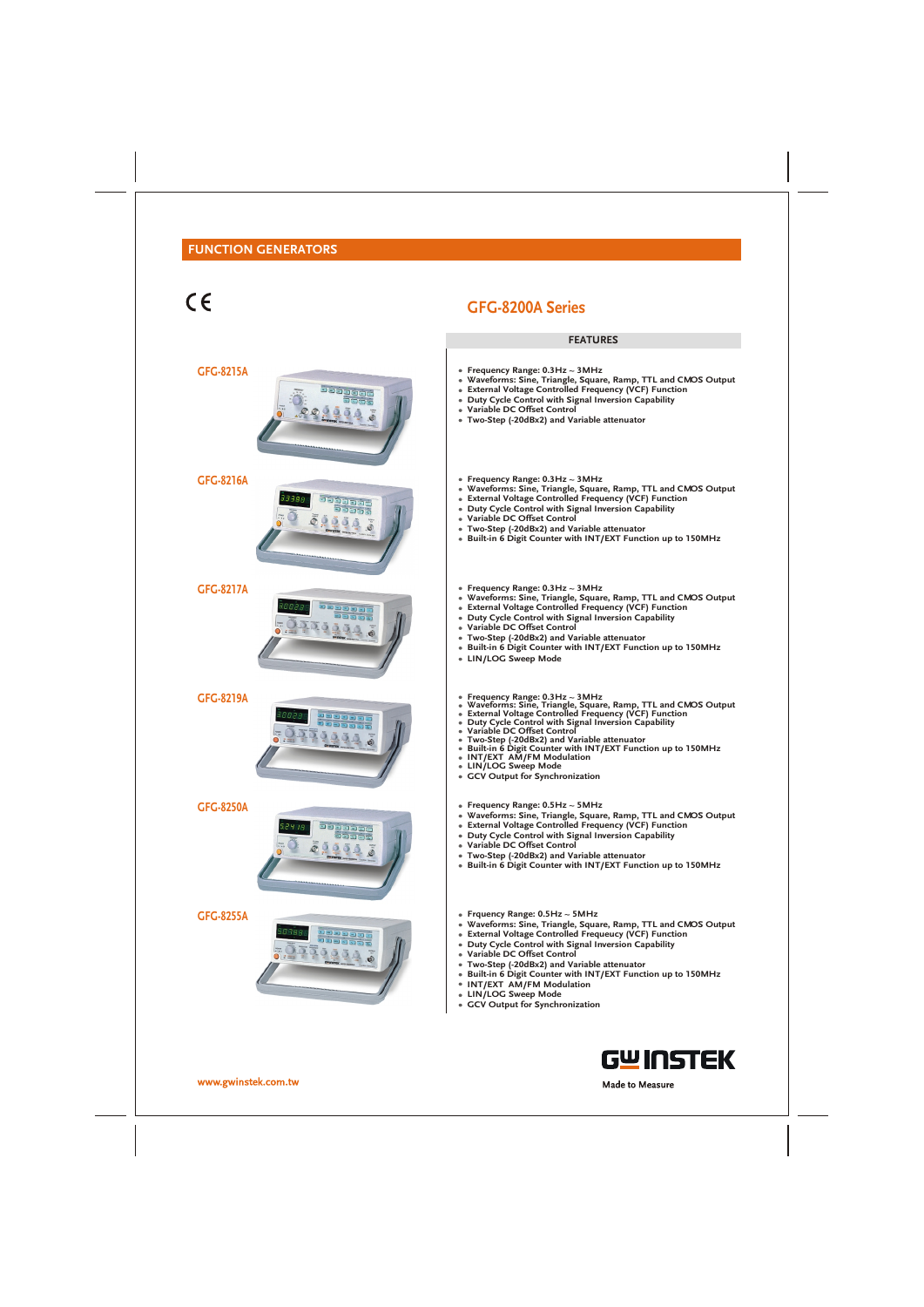# FUNCTION GENERATORS

CE

## GFG-8200A Series

### FEATURES

#### GFG-8215A

- Frequency Range: 0.3Hz ~ 3MHz
- Waveforms: Sine, Triangle, Square, Ramp, TTL and CMOS Output
- External Voltage Controlled Frequency (VCF) Function
- Duty Cycle Control with Signal Inversion Capability
- Variable DC Offset Control
- Two-Step (-20dBx2) and Variable attenuator

#### GFG-8216A

- Frequency Range: 0.3Hz ~ 3MHz
- Waveforms: Sine, Triangle, Square, Ramp, TTL and CMOS Output
- External Voltage Controlled Frequency (VCF) Function
- Duty Cycle Control with Signal Inversion Capability
- Variable DC Offset Control
- Two-Step (-20dBx2) and Variable attenuator
- Built-in 6 Digit Counter with INT/EXT Function up to 150MHz

#### GFG-8217A

- Frequency Range: 0.3Hz ~ 3MHz
- Waveforms: Sine, Triangle, Square, Ramp, TTL and CMOS Output
- External Voltage Controlled Frequency (VCF) Function
- Duty Cycle Control with Signal Inversion Capability
- Variable DC Offset Control
- Two-Step (-20dBx2) and Variable attenuator
- Built-in 6 Digit Counter with INT/EXT Function up to 150MHz
- LIN/LOG Sweep Mode

#### GFG-8219A

- Frequency Range: 0.3Hz ~ 3MHz
- Waveforms: Sine, Triangle, Square, Ramp, TTL and CMOS Output
- External Voltage Controlled Frequency (VCF) Function
- Duty Cycle Control with Signal Inversion Capability
- Variable DC Offset Control
- Two-Step (-20dBx2) and Variable attenuator
- Built-in 6 Digit Counter with INT/EXT Function up to 150MHz
- INT/EXT AM/FM Modulation
- LIN/LOG Sweep Mode
- GCV Output for Synchronization

#### GFG-8250A

- Frequency Range: 0.5Hz ~ 5MHz
- Waveforms: Sine, Triangle, Square, Ramp, TTL and CMOS Output
- External Voltage Controlled Frequency (VCF) Function
- Duty Cycle Control with Signal Inversion Capability
- Variable DC Offset Control
- Two-Step (-20dBx2) and Variable attenuator
- Built-in 6 Digit Counter with INT/EXT Function up to 150MHz

#### GFG-8255A

- Frquency Range: 0.5Hz ~ 5MHz
- Waveforms: Sine, Triangle, Square, Ramp, TTL and CMOS Output
- External Voltage Controlled Frequency (VCF) Function
- Duty Cycle Control with Signal Inversion Capability
- Variable DC Offset Control
- Two-Step (-20dBx2) and Variable attenuator
- Built-in 6 Digit Counter with INT/EXT Function up to 150MHz
- INT/EXT AM/FM Modulation
- LIN/LOG Sweep Mode
- GCV Output for Synchronization

www.gwinstek.com.tw

GW INSTEK

Made to Measure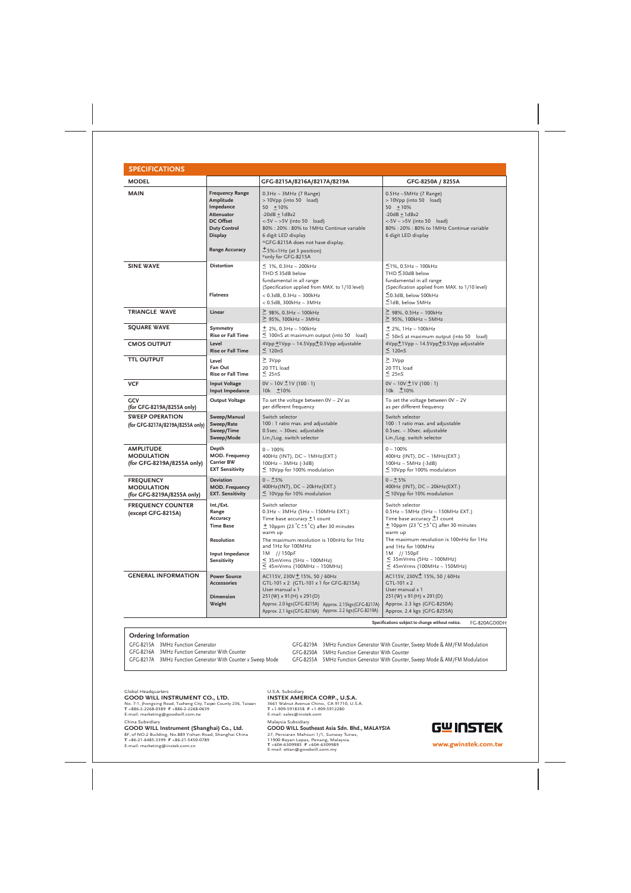## SPECIFICATIONS

| MODEL | | GFG-8215A/8216A/8217A/8219A | GFG-8250A / 8255A |
|---|---|---|---|
| MAIN | Frequency Range<br>Amplitude<br>Impedance<br>Attenuator<br>DC Offset<br>Duty Control<br>Display<br><br>Range Accuracy | 0.3Hz ~ 3MHz (7 Range)<br>> 10Vpp (into 50 load)<br>50 ±10%<br>-20dB ± 1dBx2<br><-5V ~ >5V (into 50 load)<br>80% : 20% : 80% to 1MHz Continue variable<br>6 digit LED display<br>*GFG-8215A does not have display.<br>±5%+1Hz (at 3 position)<br>*only for GFG-8215A | 0.5Hz ~5MHz (7 Range)<br>> 10Vpp (into 50 load)<br>50 ±10%<br>-20dB ± 1dBx2<br><-5V ~ >5V (into 50 load)<br>80% : 20% : 80% to 1MHz Continue variable<br>6 digit LED display |
| SINE WAVE | Distortion<br><br><br><br>Flatness | ≤ 1%, 0.3Hz ~ 200kHz<br>THD ≤ 35dB below<br>fundamental in all range<br>(Specification applied from MAX. to 1/10 level)<br>< 0.3dB, 0.3Hz ~ 300kHz<br>< 0.5dB, 300kHz ~ 3MHz | ≤1%, 0.5Hz ~ 100kHz<br>THD ≤30dB below<br>fundamental in all range<br>(Specification applied from MAX. to 1/10 level)<br>≤0.3dB, below 500kHz<br>≤1dB, below 5MHz |
| TRIANGLE WAVE | Linear | ≥ 98%, 0.3Hz ~ 100kHz<br>≥ 95%, 100kHz ~ 3MHz | ≥ 98%, 0.5Hz ~ 100kHz<br>≥ 95%, 100kHz ~ 5MHz |
| SQUARE WAVE | Symmetry<br>Rise or Fall Time | ± 2%, 0.3Hz ~ 100kHz<br>≤ 100nS at maximum output (into 50 load) | ± 2%, 1Hz ~ 100kHz<br>≤ 50nS at maximum output (into 50 load) |
| CMOS OUTPUT | Level<br>Rise or Fall Time | 4Vpp ±1Vpp ~ 14.5Vpp ±0.5Vpp adjustable<br>≤ 120nS | 4Vpp ±1Vpp ~ 14.5Vpp ±0.5Vpp adjustable<br>≤ 120nS |
| TTL OUTPUT | Level<br>Fan Out<br>Rise or Fall Time | ≥ 3Vpp<br>20 TTL load<br>≤ 25nS | ≥ 3Vpp<br>20 TTL load<br>≤ 25nS |
| VCF | Input Voltage<br>Input Impedance | 0V ~ 10V ±1V (100 : 1)<br>10k ±10% | 0V ~ 10V ±1V (100 : 1)<br>10k ±10% |
| GCV (for GFG-8219A/8255A only) | Output Voltage | To set the voltage between 0V ~ 2V as per different frequency | To set the voltage between 0V ~ 2V as per different frequency |
| SWEEP OPERATION (for GFG-8217A/8219A/8255A only) | Sweep/Manual<br>Sweep/Rate<br>Sweep/Time<br>Sweep/Mode | Switch selector<br>100 : 1 ratio max. and adjustable<br>0.5sec. ~ 30sec. adjustable<br>Lin./Log. switch selector | Switch selector<br>100 : 1 ratio max. and adjustable<br>0.5sec. ~ 30sec. adjustable<br>Lin./Log. switch selector |
| AMPLITUDE MODULATION (for GFG-8219A/8255A only) | Depth<br>MOD. Frequency<br>Carrier BW<br>EXT Sensitivity | 0 ~ 100%<br>400Hz (INT), DC ~ 1MHz(EXT.)<br>100Hz ~ 3MHz (-3dB)<br>≤ 10Vpp for 100% modulation | 0 ~ 100%<br>400Hz (INT), DC ~ 1MHz(EXT.)<br>100Hz ~ 5MHz (-3dB)<br>≤ 10Vpp for 100% modulation |
| FREQUENCY MODULATION (for GFG-8219A/8255A only) | Deviation<br>MOD. Frequency<br>EXT. Sensitivity | 0 ~ ±5%<br>400Hz(INT), DC ~ 20kHz(EXT.)<br>≤ 10Vpp for 10% modulation | 0 ~ ±5%<br>400Hz (INT), DC ~ 20kHz(EXT.)<br>≤ 10Vpp for 10% modulation |
| FREQUENCY COUNTER (except GFG-8215A) | Int./Ext.<br>Range<br>Accuracy<br>Time Base<br><br>Resolution<br><br>Input Impedance<br>Sensitivity | Switch selector<br>0.3Hz ~ 3MHz (5Hz ~ 150MHz EXT.)<br>Time base accuracy ±1 count<br>± 10ppm (23 °C ±5 °C) after 30 minutes warm up<br>The maximum resolution is 100nHz for 1Hz and 1Hz for 100MHz<br>1M // 150pF<br>≤ 35mVrms (5Hz ~ 100MHz)<br>≤ 45mVrms (100MHz ~ 150MHz) | Switch selector<br>0.5Hz ~ 5MHz (5Hz ~ 150MHz EXT.)<br>Time base accuracy ±1 count<br>± 10ppm (23 °C ±5 °C) after 30 minutes warm up<br>The maximum resolution is 100nHz for 1Hz and 1Hz for 100MHz<br>1M // 150pF<br>≤ 35mVrms (5Hz ~ 100MHz)<br>≤ 45mVrms (100MHz ~ 150MHz) |
| GENERAL INFORMATION | Power Source<br>Accessories<br><br>Dimension<br>Weight | AC115V, 230V± 15%, 50 / 60Hz<br>GTL-101 x 2 (GTL-101 x 1 for GFG-8215A)<br>User manual x 1<br>251(W) x 91(H) x 291(D)<br>Approx. 2.0 kgs(GFG-8215A) Approx. 2.15kgs(GFG-8217A)<br>Approx. 2.1 kgs(GFG-8216A) Approx. 2.2 kgs(GFG-8219A) | AC115V, 230V± 15%, 50 / 60Hz<br>GTL-101 x 2<br>User manual x 1<br>251(W) x 91(H) x 291(D)<br>Approx. 2.3 kgs (GFG-8250A)<br>Approx. 2.4 kgs (GFG-8255A) |

**Specifications subject to change without notice.** FG-820AGD0DH

### Ordering Information

GFG-8215A 3MHz Function Generator
GFG-8216A 3MHz Function Generator With Counter
GFG-8217A 3MHz Function Generator With Counter x Sweep Mode
GFG-8219A 3MHz Function Generator With Counter, Sweep Mode & AM/FM Modulation
GFG-8250A 5MHz Function Generator With Counter
GFG-8255A 5MHz Function Generator With Counter, Sweep Mode & AM/FM Modulation

Global Headquarters
**GOOD WILL INSTRUMENT CO., LTD.**
No. 7-1, Jhongsing Road, Tucheng City, Taipei County 236, Taiwan
**T** +886-2-2268-0389 **F** +886-2-2268-0639
E-mail: marketing@goodwill.com.tw

China Subsidiary
**GOOD WILL Instrument (Shanghai) Co., Ltd.**
8F, of NO.2 Building, No.889 Yishan Road, Shanghai China
**T** +86-21-6485-3399 **F** +86-21-5450-0789
E-mail: marketing@instek.com.cn

U.S.A. Subsidiary
**INSTEK AMERICA CORP., U.S.A.**
3661 Walnut Avenue Chino, CA 91710, U.S.A.
**T** +1-909-5918358 **F** +1-909-5912280
E-mail: sales@instek.com

Malaysia Subsidiary
**GOOD WILL Southeast Asia Sdn. Bhd., MALAYSIA**
27, Persiaran Mahsuri 1/1, Sunway Tunas,
11900 Bayan Lepas, Penang, Malaysia.
**T** +604-6309985 **F** +604-6309989
E-mail: ettan@goodwill.com.my

GW INSTEK
www.gwinstek.com.tw